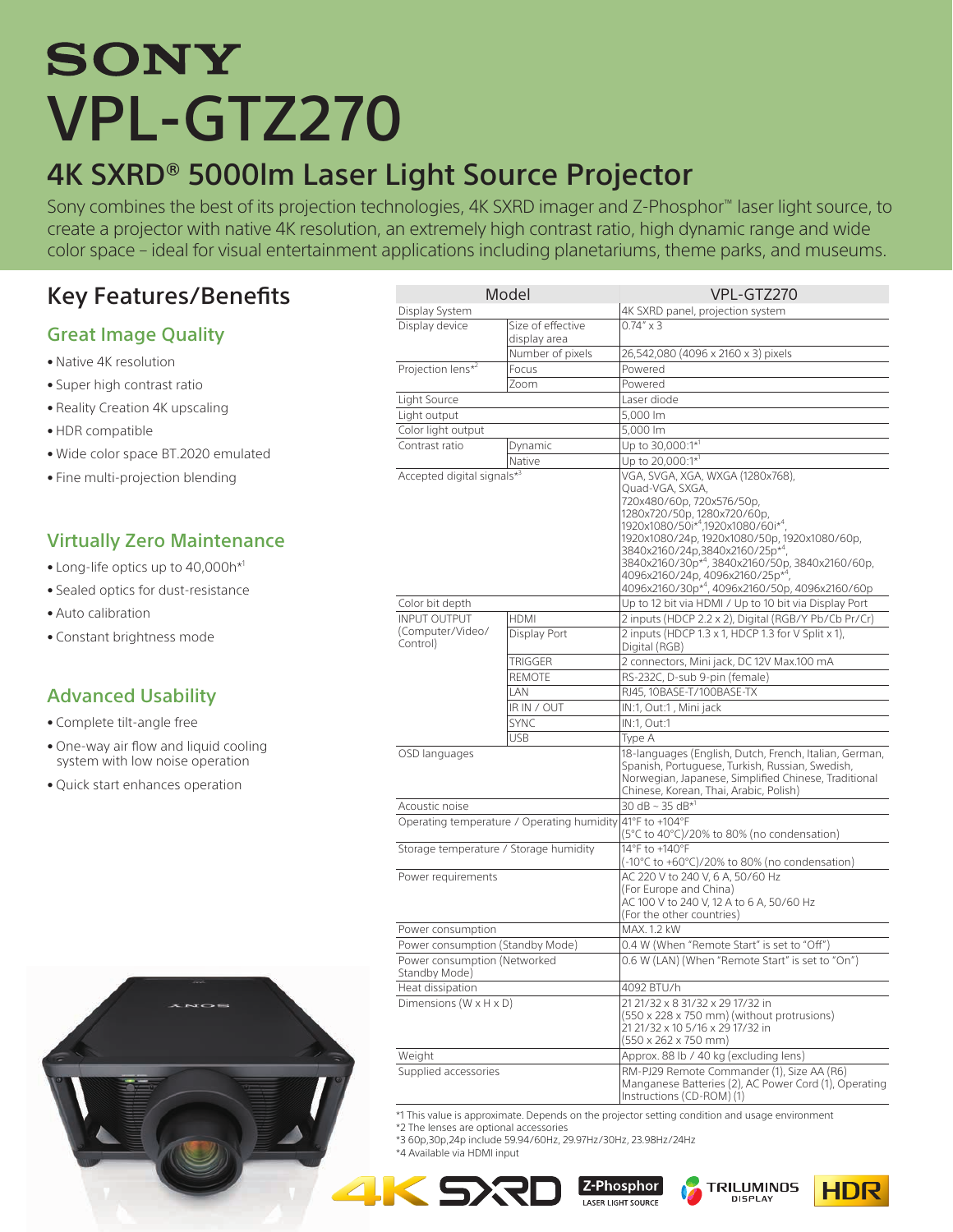# SONY

# VPL-GTZ270

## 4K SXRD® 5000lm Laser Light Source Projector

Sony combines the best of its projection technologies, 4K SXRD imager and Z-Phosphor™ laser light source, to create a projector with native 4K resolution, an extremely high contrast ratio, high dynamic range and wide color space – ideal for visual entertainment applications including planetariums, theme parks, and museums.

## Key Features/Benefits

### Great Image Quality

- Native 4K resolution
- Super high contrast ratio
- Reality Creation 4K upscaling
- HDR compatible
- Wide color space BT.2020 emulated
- Fine multi-projection blending

### Virtually Zero Maintenance

- Long-life optics up to 40,000h*[1]
- Sealed optics for dust-resistance
- Auto calibration
- Constant brightness mode

### Advanced Usability

- Complete tilt-angle free
- One-way air flow and liquid cooling system with low noise operation
- Quick start enhances operation

| Model | | VPL-GTZ270 |
|---|---|---|
| Display System | | 4K SXRD panel, projection system |
| Display device | Size of effective display area | 0.74" x 3 |
| | Number of pixels | 26,542,080 (4096 x 2160 x 3) pixels |
| Projection lens*[2] | Focus | Powered |
| | Zoom | Powered |
| Light Source | | Laser diode |
| Light output | | 5,000 lm |
| Color light output | | 5,000 lm |
| Contrast ratio | Dynamic | Up to 30,000:1*[1] |
| | Native | Up to 20,000:1*[1] |
| Accepted digital signals*[3] | | VGA, SVGA, XGA, WXGA (1280x768), Quad-VGA, SXGA, 720x480/60p, 720x576/50p, 1280x720/50p, 1280x720/60p, 1920x1080/50i*[4], 1920x1080/60i*[4], 1920x1080/24p, 1920x1080/50p, 1920x1080/60p, 3840x2160/24p, 3840x2160/25p*[4], 3840x2160/30p*[4], 3840x2160/50p, 3840x2160/60p, 4096x2160/24p, 4096x2160/25p*[4], 4096x2160/30p*[4], 4096x2160/50p, 4096x2160/60p |
| Color bit depth | | Up to 12 bit via HDMI / Up to 10 bit via Display Port |
| INPUT OUTPUT (Computer/Video/Control) | HDMI | 2 inputs (HDCP 2.2 x 2), Digital (RGB/Y Pb/Cb Pr/Cr) |
| | Display Port | 2 inputs (HDCP 1.3 x 1, HDCP 1.3 for V Split x 1), Digital (RGB) |
| | TRIGGER | 2 connectors, Mini jack, DC 12V Max.100 mA |
| | REMOTE | RS-232C, D-sub 9-pin (female) |
| | LAN | RJ45, 10BASE-T/100BASE-TX |
| | IR IN / OUT | IN:1, Out:1 , Mini jack |
| | SYNC | IN:1, Out:1 |
| | USB | Type A |
| OSD languages | | 18-languages (English, Dutch, French, Italian, German, Spanish, Portuguese, Turkish, Russian, Swedish, Norwegian, Japanese, Simplified Chinese, Traditional Chinese, Korean, Thai, Arabic, Polish) |
| Acoustic noise | | 30 dB ~ 35 dB*[1] |
| Operating temperature / Operating humidity | | 41°F to +104°F (5°C to 40°C)/20% to 80% (no condensation) |
| Storage temperature / Storage humidity | | 14°F to +140°F (-10°C to +60°C)/20% to 80% (no condensation) |
| Power requirements | | AC 220 V to 240 V, 6 A, 50/60 Hz (For Europe and China) AC 100 V to 240 V, 12 A to 6 A, 50/60 Hz (For the other countries) |
| Power consumption | | MAX. 1.2 kW |
| Power consumption (Standby Mode) | | 0.4 W (When "Remote Start" is set to "Off") |
| Power consumption (Networked Standby Mode) | | 0.6 W (LAN) (When "Remote Start" is set to "On") |
| Heat dissipation | | 4092 BTU/h |
| Dimensions (W x H x D) | | 21 21/32 x 8 31/32 x 29 17/32 in (550 x 228 x 750 mm) (without protrusions) 21 21/32 x 10 5/16 x 29 17/32 in (550 x 262 x 750 mm) |
| Weight | | Approx. 88 lb / 40 kg (excluding lens) |
| Supplied accessories | | RM-PJ29 Remote Commander (1), Size AA (R6) Manganese Batteries (2), AC Power Cord (1), Operating Instructions (CD-ROM) (1) |

*1 This value is approximate. Depends on the projector setting condition and usage environment
*2 The lenses are optional accessories
*3 60p,30p,24p include 59.94/60Hz, 29.97Hz/30Hz, 23.98Hz/24Hz
*4 Available via HDMI input

4K SXRD | Z-Phosphor LASER LIGHT SOURCE | TRILUMINOS DISPLAY | HDR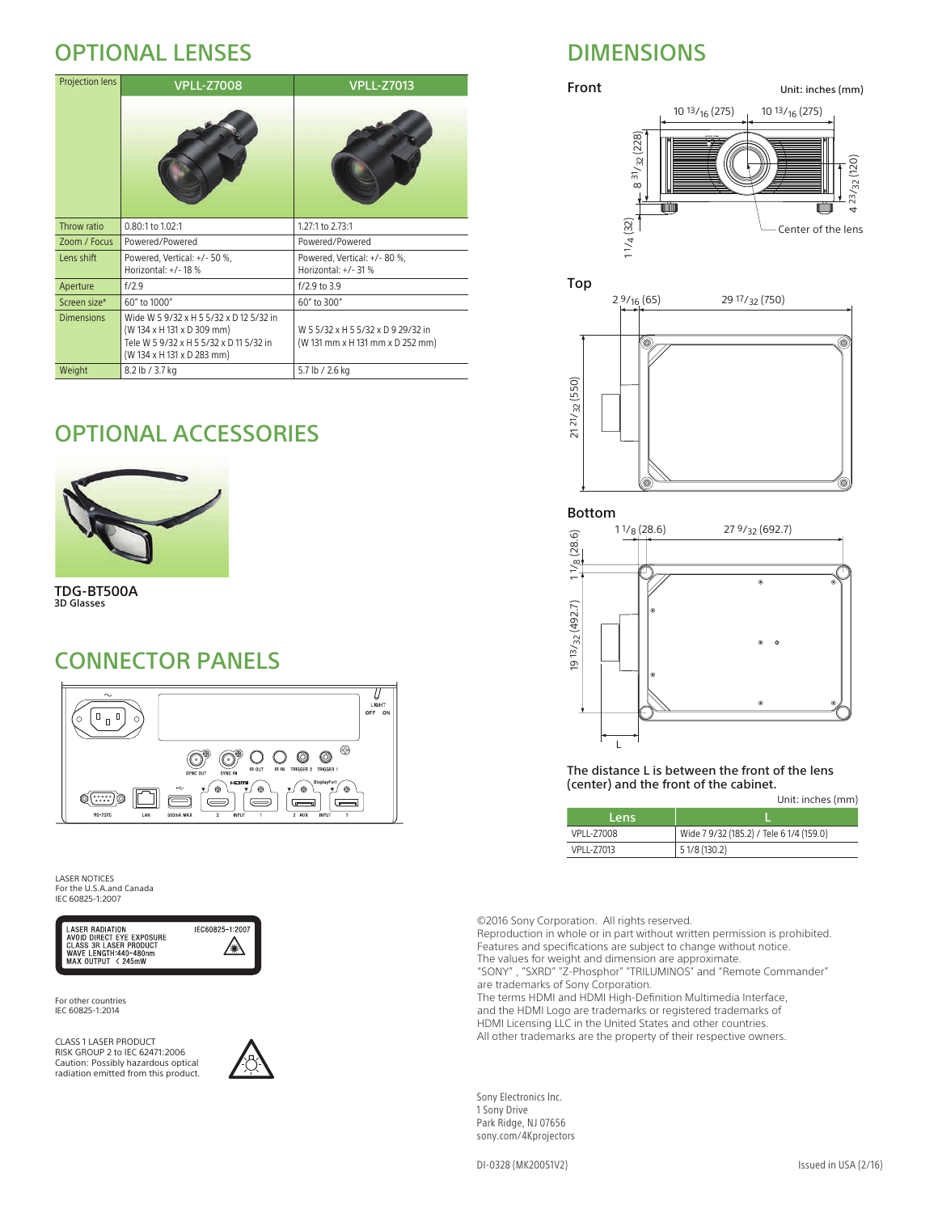## OPTIONAL LENSES

| Projection lens | VPLL-Z7008 | VPLL-Z7013 |
|---|---|---|
| Throw ratio | 0.80:1 to 1.02:1 | 1.27:1 to 2.73:1 |
| Zoom / Focus | Powered/Powered | Powered/Powered |
| Lens shift | Powered, Vertical: +/- 50 %, Horizontal: +/- 18 % | Powered, Vertical: +/- 80 %, Horizontal: +/- 31 % |
| Aperture | f/2.9 | f/2.9 to 3.9 |
| Screen size* | 60" to 1000" | 60" to 300" |
| Dimensions | Wide W 5 9/32 x H 5 5/32 x D 12 5/32 in (W 134 x H 131 x D 309 mm) Tele W 5 9/32 x H 5 5/32 x D 11 5/32 in (W 134 x H 131 x D 283 mm) | W 5 5/32 x H 5 5/32 x D 9 29/32 in (W 131 mm x H 131 mm x D 252 mm) |
| Weight | 8.2 lb / 3.7 kg | 5.7 lb / 2.6 kg |

## OPTIONAL ACCESSORIES

**TDG-BT500A**
3D Glasses

## CONNECTOR PANELS

LIGHT
OFF ON

SYNC OUT
SYNC IN
IR OUT
IR IN
TRIGGER 2
TRIGGER 1
HDMI
DisplayPort
RS-232C
LAN
500mA MAX
2 INPUT 1
2 AUX INPUT 1

## DIMENSIONS

**Front**

Unit: inches (mm)

10 13/16 (275)
10 13/16 (275)
8 31/32 (228)
4 23/32 (120)
1 1/4 (32)
Center of the lens

**Top**

2 9/16 (65)
29 17/32 (750)
21 21/32 (550)

**Bottom**

1 1/8 (28.6)
27 9/32 (692.7)
1 1/8 (28.6)
19 13/32 (492.7)
L

The distance L is between the front of the lens (center) and the front of the cabinet.

Unit: inches (mm)

| Lens | L |
|---|---|
| VPLL-Z7008 | Wide 7 9/32 (185.2) / Tele 6 1/4 (159.0) |
| VPLL-Z7013 | 5 1/8 (130.2) |

LASER NOTICES
For the U.S.A.and Canada
IEC 60825-1:2007

LASER RADIATION
AVOID DIRECT EYE EXPOSURE
CLASS 3R LASER PRODUCT
WAVE LENGTH:440–480nm
MAX OUTPUT < 245mW
IEC60825-1:2007

For other countries
IEC 60825-1:2014

CLASS 1 LASER PRODUCT
RISK GROUP 2 to IEC 62471:2006
Caution: Possibly hazardous optical radiation emitted from this product.

©2016 Sony Corporation. All rights reserved.
Reproduction in whole or in part without written permission is prohibited.
Features and specifications are subject to change without notice.
The values for weight and dimension are approximate.
"SONY", "SXRD" "Z-Phosphor" "TRILUMINOS" and "Remote Commander" are trademarks of Sony Corporation.
The terms HDMI and HDMI High-Definition Multimedia Interface, and the HDMI Logo are trademarks or registered trademarks of HDMI Licensing LLC in the United States and other countries.
All other trademarks are the property of their respective owners.

Sony Electronics Inc.
1 Sony Drive
Park Ridge, NJ 07656
sony.com/4Kprojectors

DI-0328 (MK20051V2)

Issued in USA (2/16)